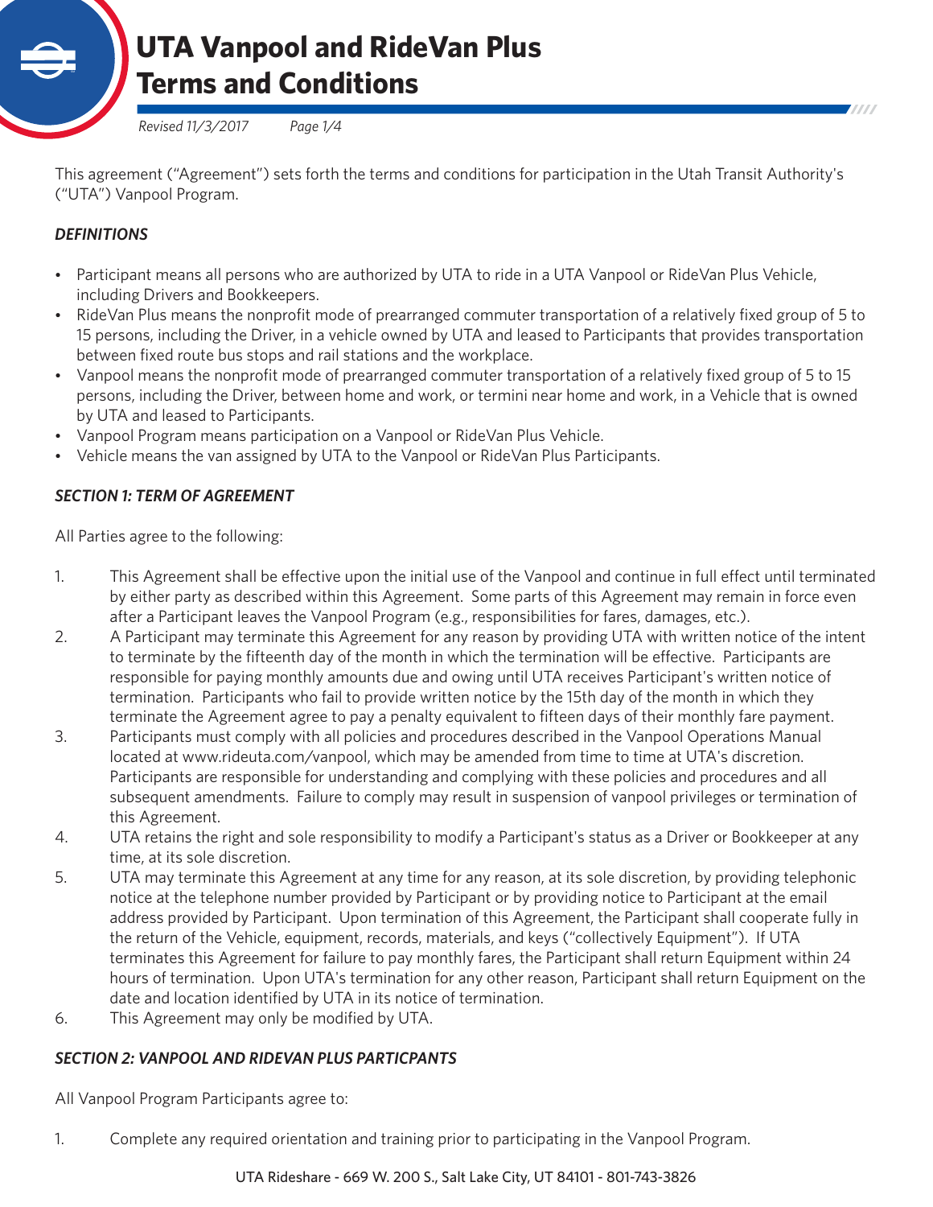# UTA Vanpool and RideVan Plus Terms and Conditions

*Revised 11/3/2017*

This agreement ("Agreement") sets forth the terms and conditions for participation in the Utah Transit Authority's ("UTA") Vanpool Program.

### *DEFINITIONS*

- Participant means all persons who are authorized by UTA to ride in a UTA Vanpool or RideVan Plus Vehicle, including Drivers and Bookkeepers.
- RideVan Plus means the nonprofit mode of prearranged commuter transportation of a relatively fixed group of 5 to 15 persons, including the Driver, in a vehicle owned by UTA and leased to Participants that provides transportation between fixed route bus stops and rail stations and the workplace.
- Vanpool means the nonprofit mode of prearranged commuter transportation of a relatively fixed group of 5 to 15 persons, including the Driver, between home and work, or termini near home and work, in a Vehicle that is owned by UTA and leased to Participants.
- Vanpool Program means participation on a Vanpool or RideVan Plus Vehicle.
- Vehicle means the van assigned by UTA to the Vanpool or RideVan Plus Participants.

### *SECTION 1: TERM OF AGREEMENT*

All Parties agree to the following:

1. This Agreement shall be effective upon the initial use of the Vanpool and continue in full effect until terminated by either party as described within this Agreement. Some parts of this Agreement may remain in force even after a Participant leaves the Vanpool Program (e.g., responsibilities for fares, damages, etc.).
2. A Participant may terminate this Agreement for any reason by providing UTA with written notice of the intent to terminate by the fifteenth day of the month in which the termination will be effective. Participants are responsible for paying monthly amounts due and owing until UTA receives Participant's written notice of termination. Participants who fail to provide written notice by the 15th day of the month in which they terminate the Agreement agree to pay a penalty equivalent to fifteen days of their monthly fare payment.
3. Participants must comply with all policies and procedures described in the Vanpool Operations Manual located at www.rideuta.com/vanpool, which may be amended from time to time at UTA's discretion. Participants are responsible for understanding and complying with these policies and procedures and all subsequent amendments. Failure to comply may result in suspension of vanpool privileges or termination of this Agreement.
4. UTA retains the right and sole responsibility to modify a Participant's status as a Driver or Bookkeeper at any time, at its sole discretion.
5. UTA may terminate this Agreement at any time for any reason, at its sole discretion, by providing telephonic notice at the telephone number provided by Participant or by providing notice to Participant at the email address provided by Participant. Upon termination of this Agreement, the Participant shall cooperate fully in the return of the Vehicle, equipment, records, materials, and keys ("collectively Equipment"). If UTA terminates this Agreement for failure to pay monthly fares, the Participant shall return Equipment within 24 hours of termination. Upon UTA's termination for any other reason, Participant shall return Equipment on the date and location identified by UTA in its notice of termination.
6. This Agreement may only be modified by UTA.

### *SECTION 2: VANPOOL AND RIDEVAN PLUS PARTICPANTS*

All Vanpool Program Participants agree to:

1. Complete any required orientation and training prior to participating in the Vanpool Program.

UTA Rideshare - 669 W. 200 S., Salt Lake City, UT 84101 - 801-743-3826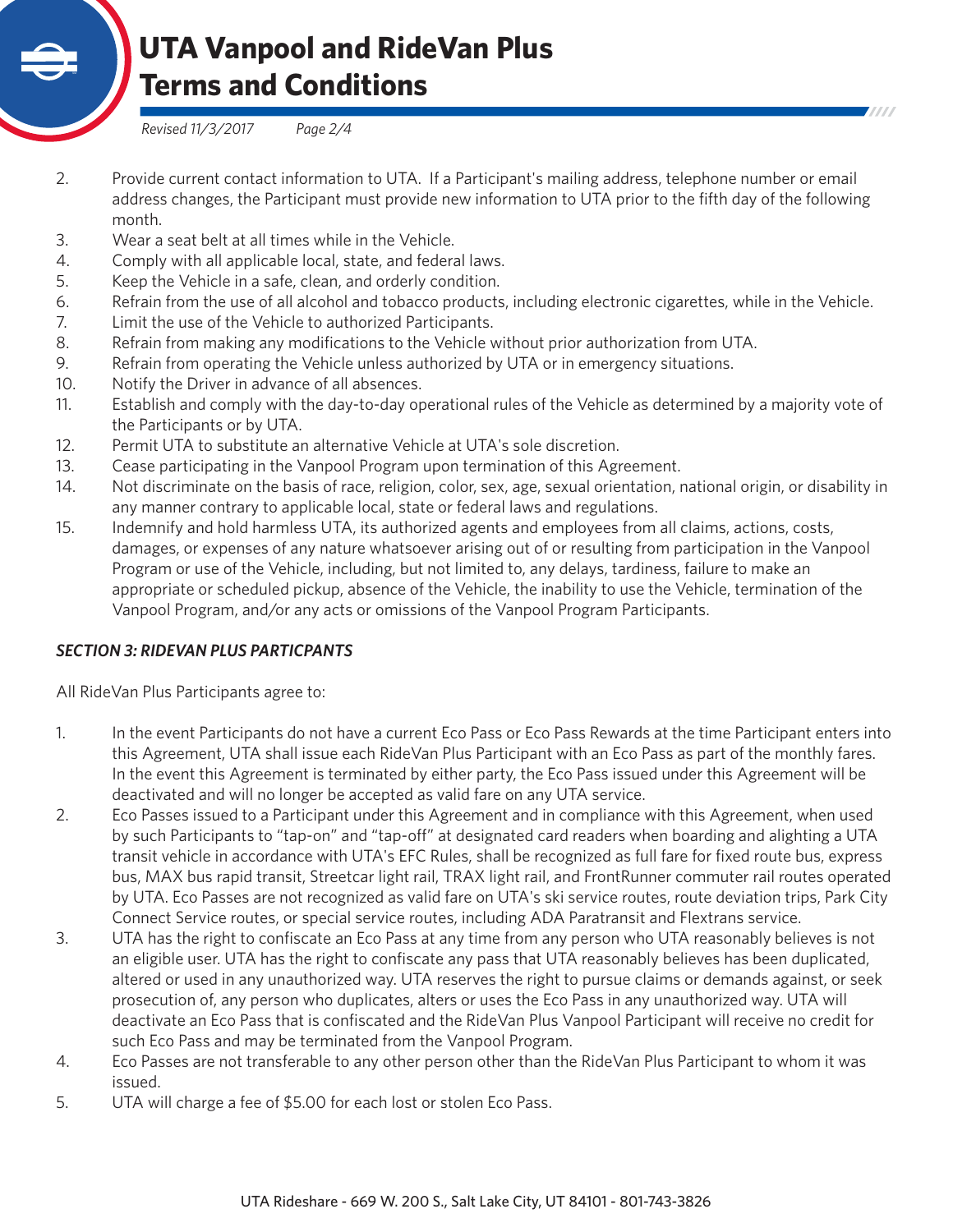2. Provide current contact information to UTA. If a Participant's mailing address, telephone number or email address changes, the Participant must provide new information to UTA prior to the fifth day of the following month.
3. Wear a seat belt at all times while in the Vehicle.
4. Comply with all applicable local, state, and federal laws.
5. Keep the Vehicle in a safe, clean, and orderly condition.
6. Refrain from the use of all alcohol and tobacco products, including electronic cigarettes, while in the Vehicle.
7. Limit the use of the Vehicle to authorized Participants.
8. Refrain from making any modifications to the Vehicle without prior authorization from UTA.
9. Refrain from operating the Vehicle unless authorized by UTA or in emergency situations.
10. Notify the Driver in advance of all absences.
11. Establish and comply with the day-to-day operational rules of the Vehicle as determined by a majority vote of the Participants or by UTA.
12. Permit UTA to substitute an alternative Vehicle at UTA's sole discretion.
13. Cease participating in the Vanpool Program upon termination of this Agreement.
14. Not discriminate on the basis of race, religion, color, sex, age, sexual orientation, national origin, or disability in any manner contrary to applicable local, state or federal laws and regulations.
15. Indemnify and hold harmless UTA, its authorized agents and employees from all claims, actions, costs, damages, or expenses of any nature whatsoever arising out of or resulting from participation in the Vanpool Program or use of the Vehicle, including, but not limited to, any delays, tardiness, failure to make an appropriate or scheduled pickup, absence of the Vehicle, the inability to use the Vehicle, termination of the Vanpool Program, and/or any acts or omissions of the Vanpool Program Participants.

***SECTION 3: RIDEVAN PLUS PARTCIPANTS***

All RideVan Plus Participants agree to:

1. In the event Participants do not have a current Eco Pass or Eco Pass Rewards at the time Participant enters into this Agreement, UTA shall issue each RideVan Plus Participant with an Eco Pass as part of the monthly fares. In the event this Agreement is terminated by either party, the Eco Pass issued under this Agreement will be deactivated and will no longer be accepted as valid fare on any UTA service.
2. Eco Passes issued to a Participant under this Agreement and in compliance with this Agreement, when used by such Participants to "tap-on" and "tap-off" at designated card readers when boarding and alighting a UTA transit vehicle in accordance with UTA's EFC Rules, shall be recognized as full fare for fixed route bus, express bus, MAX bus rapid transit, Streetcar light rail, TRAX light rail, and FrontRunner commuter rail routes operated by UTA. Eco Passes are not recognized as valid fare on UTA's ski service routes, route deviation trips, Park City Connect Service routes, or special service routes, including ADA Paratransit and Flextrans service.
3. UTA has the right to confiscate an Eco Pass at any time from any person who UTA reasonably believes is not an eligible user. UTA has the right to confiscate any pass that UTA reasonably believes has been duplicated, altered or used in any unauthorized way. UTA reserves the right to pursue claims or demands against, or seek prosecution of, any person who duplicates, alters or uses the Eco Pass in any unauthorized way. UTA will deactivate an Eco Pass that is confiscated and the RideVan Plus Vanpool Participant will receive no credit for such Eco Pass and may be terminated from the Vanpool Program.
4. Eco Passes are not transferable to any other person other than the RideVan Plus Participant to whom it was issued.
5. UTA will charge a fee of $5.00 for each lost or stolen Eco Pass.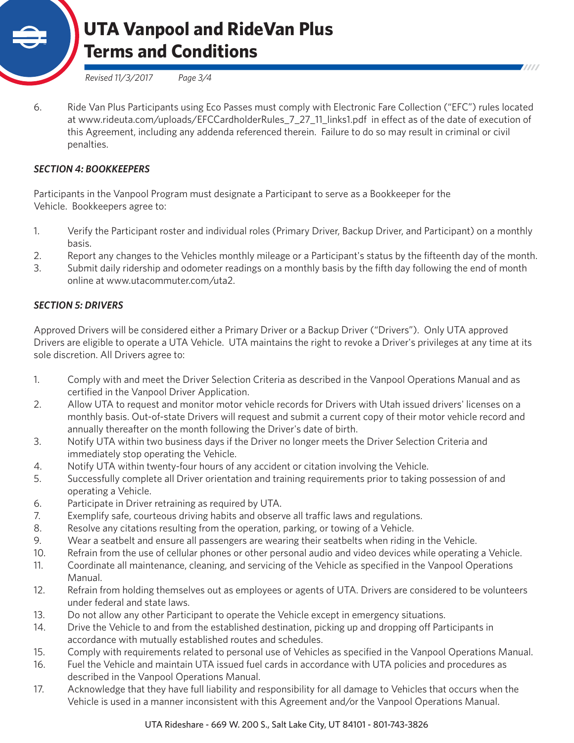6. Ride Van Plus Participants using Eco Passes must comply with Electronic Fare Collection ("EFC") rules located at www.rideuta.com/uploads/EFCCardholderRules_7_27_11_links1.pdf in effect as of the date of execution of this Agreement, including any addenda referenced therein. Failure to do so may result in criminal or civil penalties.

### *SECTION 4: BOOKKEEPERS*

Participants in the Vanpool Program must designate a Participant to serve as a Bookkeeper for the Vehicle. Bookkeepers agree to:

1. Verify the Participant roster and individual roles (Primary Driver, Backup Driver, and Participant) on a monthly basis.
2. Report any changes to the Vehicles monthly mileage or a Participant's status by the fifteenth day of the month.
3. Submit daily ridership and odometer readings on a monthly basis by the fifth day following the end of month online at www.utacommuter.com/uta2.

### *SECTION 5: DRIVERS*

Approved Drivers will be considered either a Primary Driver or a Backup Driver ("Drivers"). Only UTA approved Drivers are eligible to operate a UTA Vehicle. UTA maintains the right to revoke a Driver's privileges at any time at its sole discretion. All Drivers agree to:

1. Comply with and meet the Driver Selection Criteria as described in the Vanpool Operations Manual and as certified in the Vanpool Driver Application.
2. Allow UTA to request and monitor motor vehicle records for Drivers with Utah issued drivers' licenses on a monthly basis. Out-of-state Drivers will request and submit a current copy of their motor vehicle record and annually thereafter on the month following the Driver's date of birth.
3. Notify UTA within two business days if the Driver no longer meets the Driver Selection Criteria and immediately stop operating the Vehicle.
4. Notify UTA within twenty-four hours of any accident or citation involving the Vehicle.
5. Successfully complete all Driver orientation and training requirements prior to taking possession of and operating a Vehicle.
6. Participate in Driver retraining as required by UTA.
7. Exemplify safe, courteous driving habits and observe all traffic laws and regulations.
8. Resolve any citations resulting from the operation, parking, or towing of a Vehicle.
9. Wear a seatbelt and ensure all passengers are wearing their seatbelts when riding in the Vehicle.
10. Refrain from the use of cellular phones or other personal audio and video devices while operating a Vehicle.
11. Coordinate all maintenance, cleaning, and servicing of the Vehicle as specified in the Vanpool Operations Manual.
12. Refrain from holding themselves out as employees or agents of UTA. Drivers are considered to be volunteers under federal and state laws.
13. Do not allow any other Participant to operate the Vehicle except in emergency situations.
14. Drive the Vehicle to and from the established destination, picking up and dropping off Participants in accordance with mutually established routes and schedules.
15. Comply with requirements related to personal use of Vehicles as specified in the Vanpool Operations Manual.
16. Fuel the Vehicle and maintain UTA issued fuel cards in accordance with UTA policies and procedures as described in the Vanpool Operations Manual.
17. Acknowledge that they have full liability and responsibility for all damage to Vehicles that occurs when the Vehicle is used in a manner inconsistent with this Agreement and/or the Vanpool Operations Manual.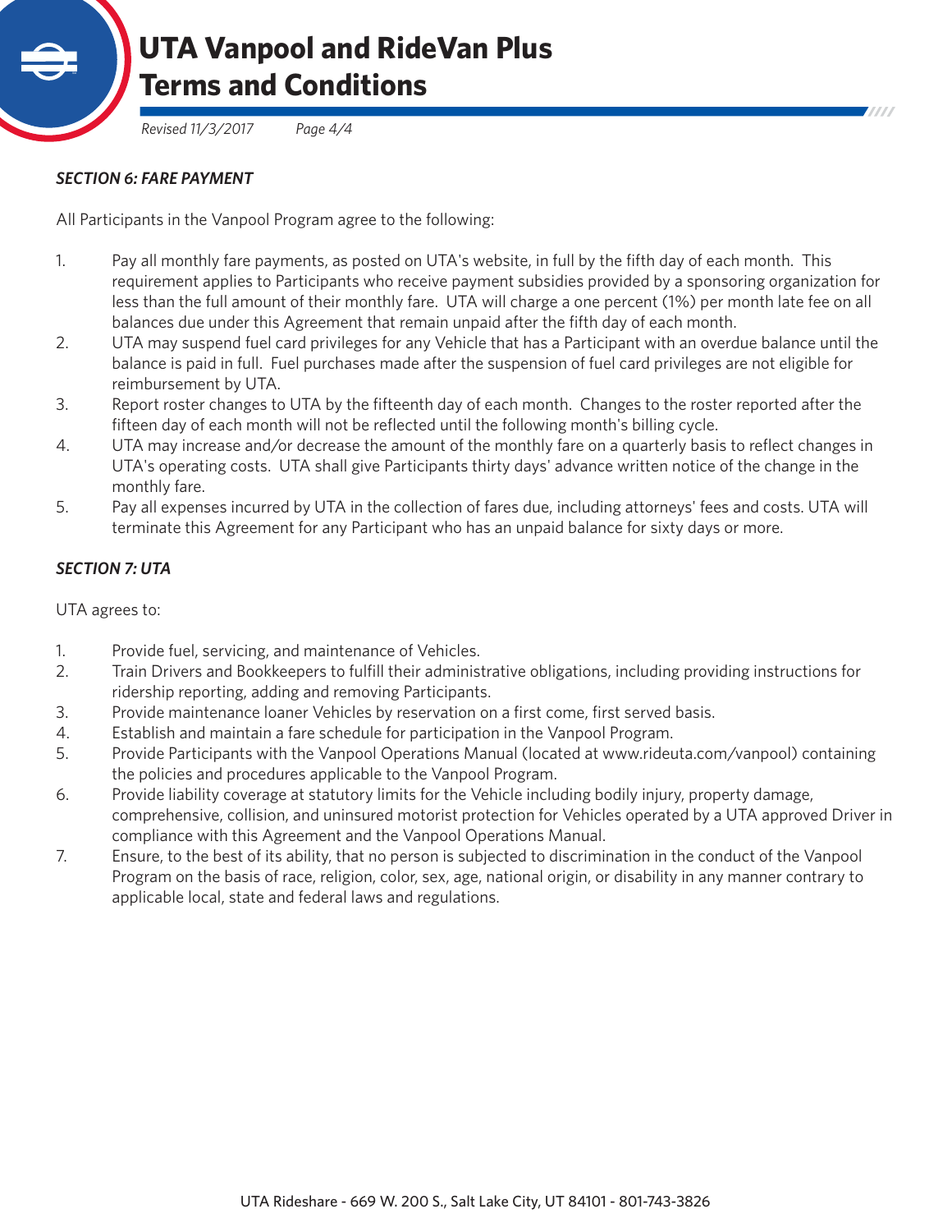***SECTION 6: FARE PAYMENT***

All Participants in the Vanpool Program agree to the following:

1. Pay all monthly fare payments, as posted on UTA's website, in full by the fifth day of each month. This requirement applies to Participants who receive payment subsidies provided by a sponsoring organization for less than the full amount of their monthly fare. UTA will charge a one percent (1%) per month late fee on all balances due under this Agreement that remain unpaid after the fifth day of each month.
2. UTA may suspend fuel card privileges for any Vehicle that has a Participant with an overdue balance until the balance is paid in full. Fuel purchases made after the suspension of fuel card privileges are not eligible for reimbursement by UTA.
3. Report roster changes to UTA by the fifteenth day of each month. Changes to the roster reported after the fifteen day of each month will not be reflected until the following month's billing cycle.
4. UTA may increase and/or decrease the amount of the monthly fare on a quarterly basis to reflect changes in UTA's operating costs. UTA shall give Participants thirty days' advance written notice of the change in the monthly fare.
5. Pay all expenses incurred by UTA in the collection of fares due, including attorneys' fees and costs. UTA will terminate this Agreement for any Participant who has an unpaid balance for sixty days or more.

***SECTION 7: UTA***

UTA agrees to:

1. Provide fuel, servicing, and maintenance of Vehicles.
2. Train Drivers and Bookkeepers to fulfill their administrative obligations, including providing instructions for ridership reporting, adding and removing Participants.
3. Provide maintenance loaner Vehicles by reservation on a first come, first served basis.
4. Establish and maintain a fare schedule for participation in the Vanpool Program.
5. Provide Participants with the Vanpool Operations Manual (located at www.rideuta.com/vanpool) containing the policies and procedures applicable to the Vanpool Program.
6. Provide liability coverage at statutory limits for the Vehicle including bodily injury, property damage, comprehensive, collision, and uninsured motorist protection for Vehicles operated by a UTA approved Driver in compliance with this Agreement and the Vanpool Operations Manual.
7. Ensure, to the best of its ability, that no person is subjected to discrimination in the conduct of the Vanpool Program on the basis of race, religion, color, sex, age, national origin, or disability in any manner contrary to applicable local, state and federal laws and regulations.